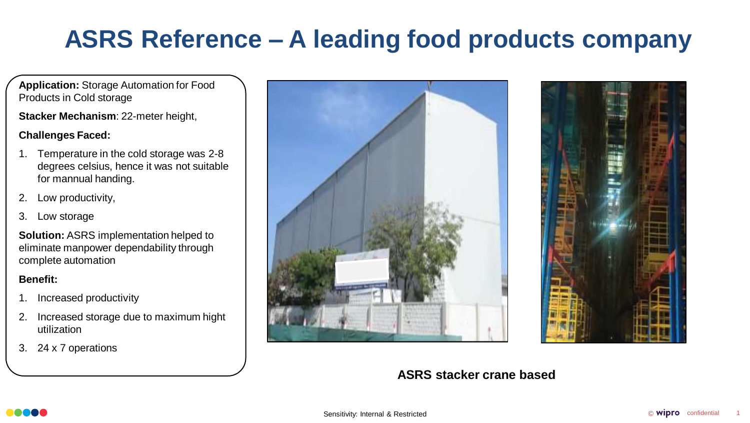# ASRS Reference – A leading food products company

**Application:** Storage Automation for Food Products in Cold storage

**Stacker Mechanism**: 22-meter height,

**Challenges Faced:**

1. Temperature in the cold storage was 2-8 degrees celsius, hence it was not suitable for mannual handing.
2. Low productivity,
3. Low storage

**Solution:** ASRS implementation helped to eliminate manpower dependability through complete automation

**Benefit:**

1. Increased productivity
2. Increased storage due to maximum hight utilization
3. 24 x 7 operations

**ASRS stacker crane based**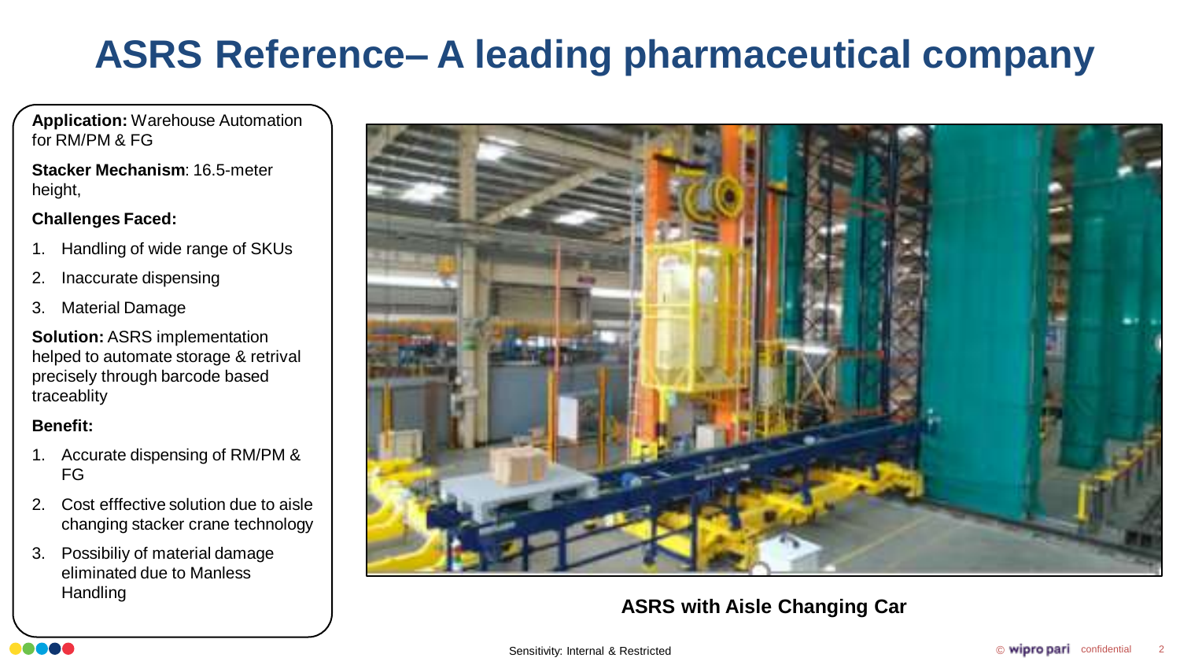# ASRS Reference– A leading pharmaceutical company

**Application:** Warehouse Automation for RM/PM & FG

**Stacker Mechanism**: 16.5-meter height,

**Challenges Faced:**

1. Handling of wide range of SKUs
2. Inaccurate dispensing
3. Material Damage

**Solution:** ASRS implementation helped to automate storage & retrival precisely through barcode based traceablity

**Benefit:**

1. Accurate dispensing of RM/PM & FG
2. Cost efffective solution due to aisle changing stacker crane technology
3. Possibiliy of material damage eliminated due to Manless Handling

**ASRS with Aisle Changing Car**

Sensitivity: Internal & Restricted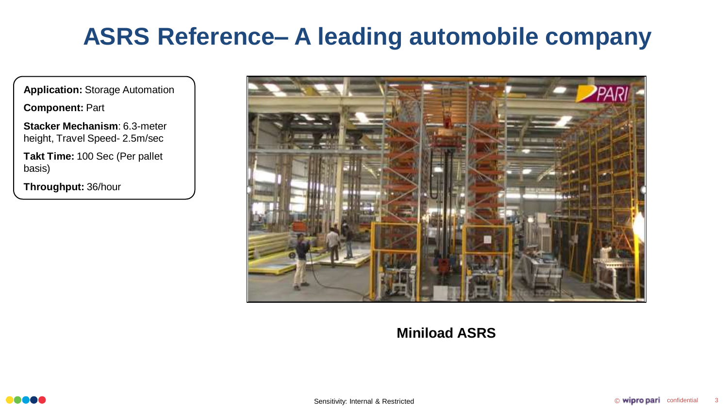# ASRS Reference– A leading automobile company

**Application:** Storage Automation

**Component:** Part

**Stacker Mechanism**: 6.3-meter height, Travel Speed- 2.5m/sec

**Takt Time:** 100 Sec (Per pallet basis)

**Throughput:** 36/hour

**Miniload ASRS**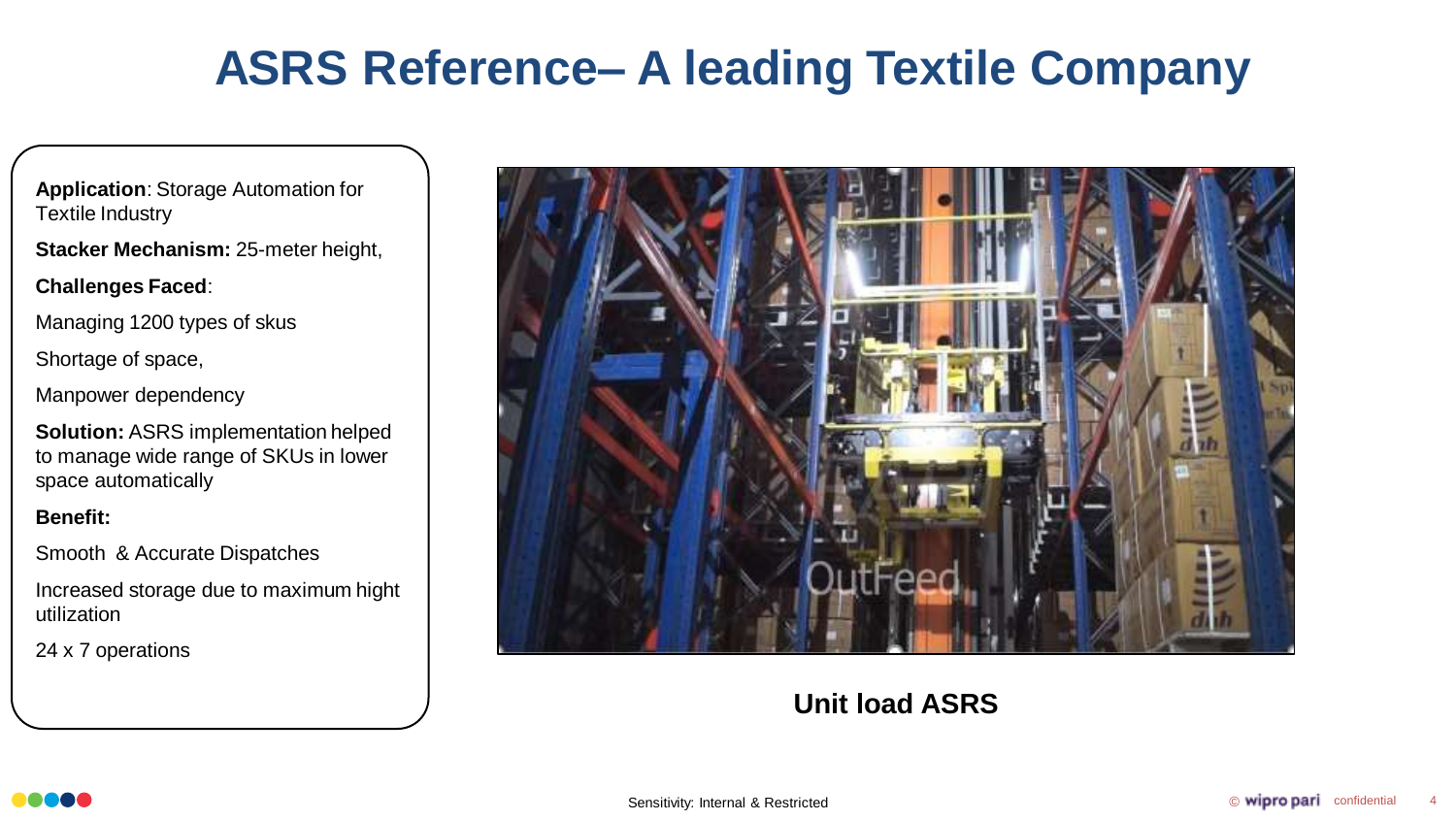# ASRS Reference– A leading Textile Company

**Application**: Storage Automation for Textile Industry

**Stacker Mechanism:** 25-meter height,

**Challenges Faced**:

Managing 1200 types of skus

Shortage of space,

Manpower dependency

**Solution:** ASRS implementation helped to manage wide range of SKUs in lower space automatically

**Benefit:**

Smooth & Accurate Dispatches

Increased storage due to maximum hight utilization

24 x 7 operations

**Unit load ASRS**